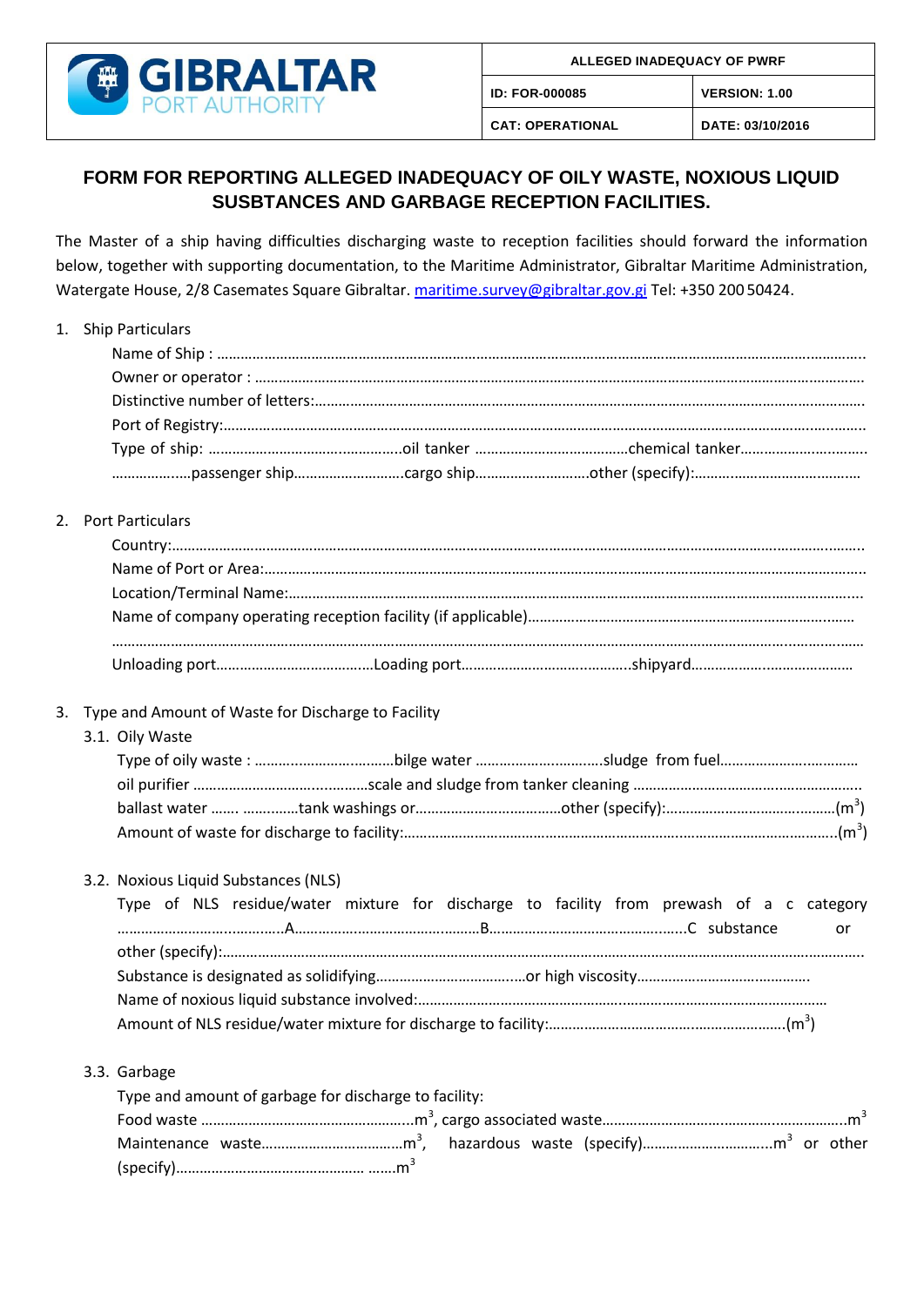| GIBRALTAR PORT AUTHORITY | ALLEGED INADEQUACY OF PWRF | |
|---|---|---|
| | ID: FOR-000085 | VERSION: 1.00 |
| | CAT: OPERATIONAL | DATE: 03/10/2016 |

# FORM FOR REPORTING ALLEGED INADEQUACY OF OILY WASTE, NOXIOUS LIQUID SUSBTANCES AND GARBAGE RECEPTION FACILITIES.

The Master of a ship having difficulties discharging waste to reception facilities should forward the information below, together with supporting documentation, to the Maritime Administrator, Gibraltar Maritime Administration, Watergate House, 2/8 Casemates Square Gibraltar. maritime.survey@gibraltar.gov.gi Tel: +350 200 50424.

1. Ship Particulars

   Name of Ship : …………………………………………………………………………………………………………………………………………..

   Owner or operator : ……………………………………………………………………………………………………………………………….

   Distinctive number of letters:……………………………………………………………………………………………………………….

   Port of Registry:………………………………………………………………………………………………………………………………………

   Type of ship: …………………………….…………..oil tanker …………………………………chemical tanker……………….…………

   …………….....passenger ship………………………cargo ship……………………….other (specify):…………………………………

2. Port Particulars

   Country:……………………………………………………………………………………………………………………………………………….

   Name of Port or Area:…………………………………………………………………………………………………………………………….

   Location/Terminal Name:……………………………………………………………………………………………………………………….

   Name of company operating reception facility (if applicable)……………………………………………………………………

   …………………………………………………………………………………………………………………………………………………………………

   Unloading port…………………………………Loading port…………………………………..shipyard…………………………………

3. Type and Amount of Waste for Discharge to Facility

   3.1. Oily Waste

   Type of oily waste : ……………………………bilge water ……………………………sludge from fuel………………………………

   oil purifier ……………………………………scale and sludge from tanker cleaning …………………………………………………

   ballast water ……. …………tank washings or………………………………other (specify):…………………………………(m$^3$)

   Amount of waste for discharge to facility:……………………………………………………………………………………………(m$^3$)

   3.2. Noxious Liquid Substances (NLS)

   Type of NLS residue/water mixture for discharge to facility from prewash of a c category ………………………………….A…………………………………B…………………………………….C substance or other (specify):…………………………………………………………………………………………………………………………

   Substance is designated as solidifying………………………………or high viscosity………………………………….

   Name of noxious liquid substance involved:…………………………………………………………………………………………

   Amount of NLS residue/water mixture for discharge to facility:…………………………………………………(m$^3$)

   3.3. Garbage

   Type and amount of garbage for discharge to facility:

   Food waste ……………………………………………..m$^3$, cargo associated waste…………………………………………………..m$^3$

   Maintenance waste……………………………..m$^3$, hazardous waste (specify)…………………………..m$^3$ or other (specify)………………………………………… …….m$^3$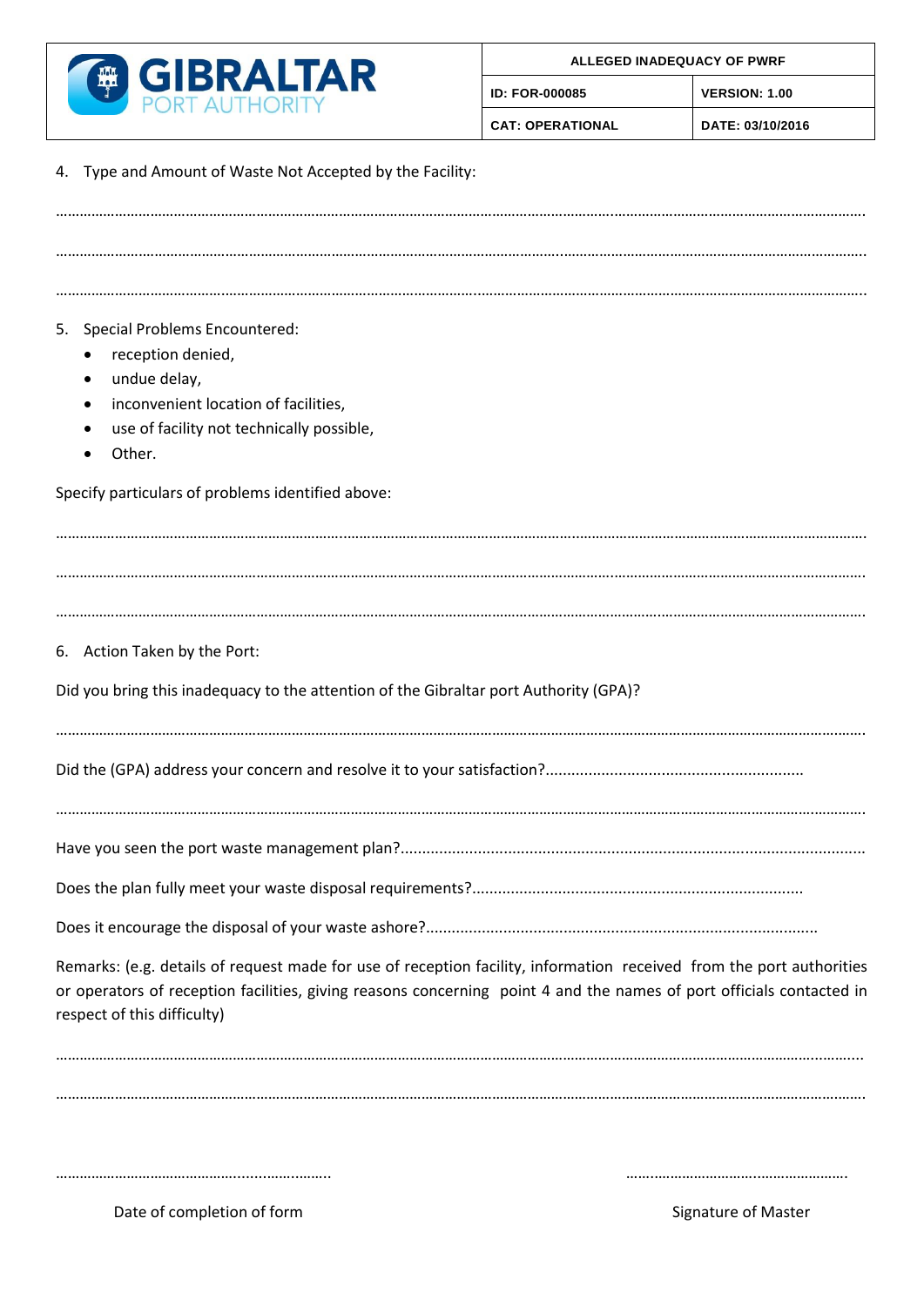4. Type and Amount of Waste Not Accepted by the Facility:

…………………………………………………………………………………………………………………………………………………………………………

…………………………………………………………………………………………………………………………………………………………………………

…………………………………………………………………………………………………………………………………………………………………………

5. Special Problems Encountered:
    - reception denied,
    - undue delay,
    - inconvenient location of facilities,
    - use of facility not technically possible,
    - Other.

Specify particulars of problems identified above:

…………………………………………………………………………………………………………………………………………………………………………

…………………………………………………………………………………………………………………………………………………………………………

…………………………………………………………………………………………………………………………………………………………………………

6. Action Taken by the Port:

Did you bring this inadequacy to the attention of the Gibraltar port Authority (GPA)?

…………………………………………………………………………………………………………………………………………………………………………

Did the (GPA) address your concern and resolve it to your satisfaction?...........................................................

…………………………………………………………………………………………………………………………………………………………………………

Have you seen the port waste management plan?...........................................................................................................

Does the plan fully meet your waste disposal requirements?...........................................................................

Does it encourage the disposal of your waste ashore?.........................................................................................

Remarks: (e.g. details of request made for use of reception facility, information received from the port authorities or operators of reception facilities, giving reasons concerning point 4 and the names of port officials contacted in respect of this difficulty)

…………………………………………………………………………………………………………………………………………………………………………

…………………………………………………………………………………………………………………………………………………………………………

……………………………………………………………..                    ………………………………………………….

Date of completion of form                    Signature of Master